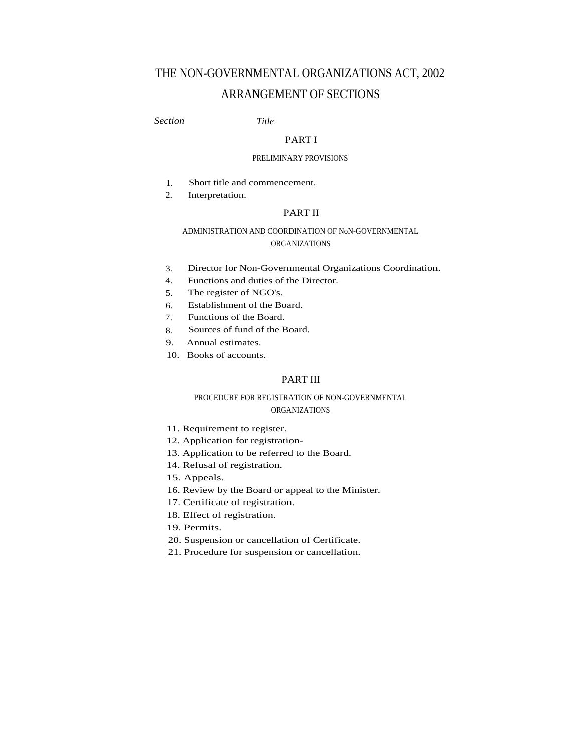# THE NON-GOVERNMENTAL ORGANIZATIONS ACT, 2002

## ARRANGEMENT OF SECTIONS

*Section* *Title*

### PART I

#### PRELIMINARY PROVISIONS

1. Short title and commencement.
2. Interpretation.

### PART II

#### ADMINISTRATION AND COORDINATION OF NoN-GOVERNMENTAL ORGANIZATIONS

3. Director for Non-Governmental Organizations Coordination.
4. Functions and duties of the Director.
5. The register of NGO's.
6. Establishment of the Board.
7. Functions of the Board.
8. Sources of fund of the Board.
9. Annual estimates.
10. Books of accounts.

### PART III

#### PROCEDURE FOR REGISTRATION OF NON-GOVERNMENTAL ORGANIZATIONS

11. Requirement to register.
12. Application for registration-
13. Application to be referred to the Board.
14. Refusal of registration.
15. Appeals.
16. Review by the Board or appeal to the Minister.
17. Certificate of registration.
18. Effect of registration.
19. Permits.
20. Suspension or cancellation of Certificate.
21. Procedure for suspension or cancellation.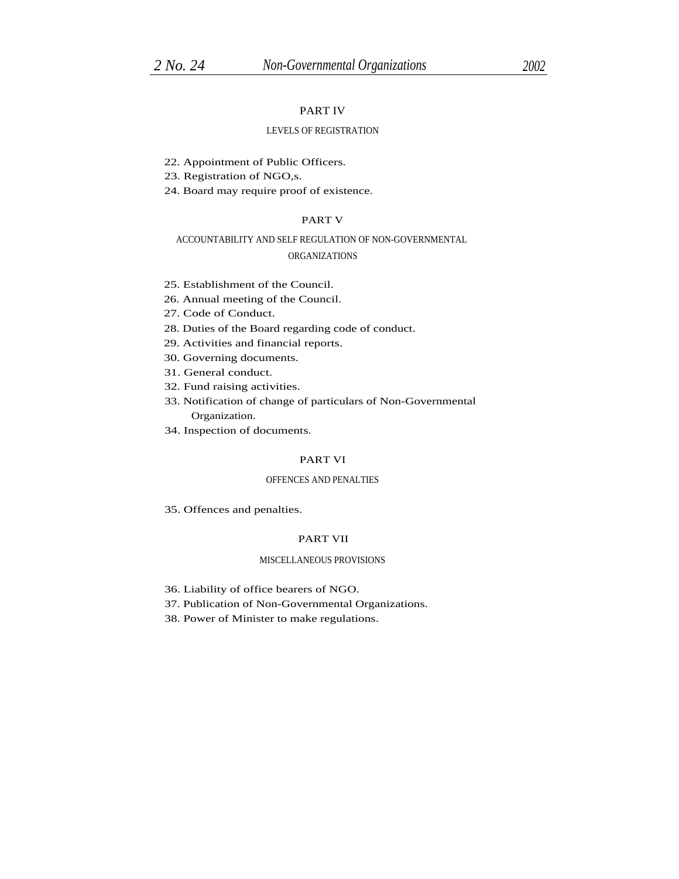## PART IV

### LEVELS OF REGISTRATION

22. Appointment of Public Officers.
23. Registration of NGO,s.
24. Board may require proof of existence.

## PART V

### ACCOUNTABILITY AND SELF REGULATION OF NON-GOVERNMENTAL ORGANIZATIONS

25. Establishment of the Council.
26. Annual meeting of the Council.
27. Code of Conduct.
28. Duties of the Board regarding code of conduct.
29. Activities and financial reports.
30. Governing documents.
31. General conduct.
32. Fund raising activities.
33. Notification of change of particulars of Non-Governmental Organization.
34. Inspection of documents.

## PART VI

### OFFENCES AND PENALTIES

35. Offences and penalties.

## PART VII

### MISCELLANEOUS PROVISIONS

36. Liability of office bearers of NGO.
37. Publication of Non-Governmental Organizations.
38. Power of Minister to make regulations.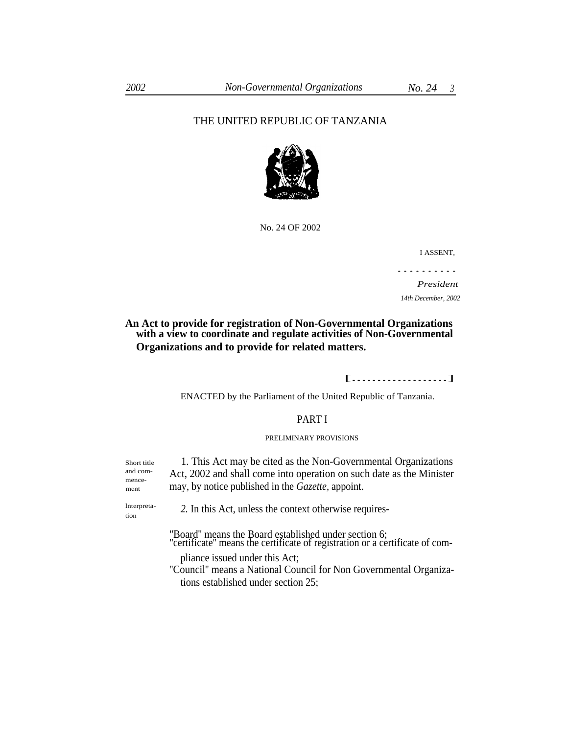THE UNITED REPUBLIC OF TANZANIA

No. 24 OF 2002

I ASSENT,

- - - - - - - - - -

*President*

*14th December, 2002*

**An Act to provide for registration of Non-Governmental Organizations with a view to coordinate and regulate activities of Non-Governmental Organizations and to provide for related matters.**

[- - - - - - - - - - - - - - - - - -]

ENACTED by the Parliament of the United Republic of Tanzania.

## PART I

### PRELIMINARY PROVISIONS

Short title and commencement

1. This Act may be cited as the Non-Governmental Organizations Act, 2002 and shall come into operation on such date as the Minister may, by notice published in the *Gazette,* appoint.

Interpretation

*2.* In this Act, unless the context otherwise requires-

"Board" means the Board established under section 6;

"certificate" means the certificate of registration or a certificate of compliance issued under this Act;

"Council" means a National Council for Non Governmental Organizations established under section 25;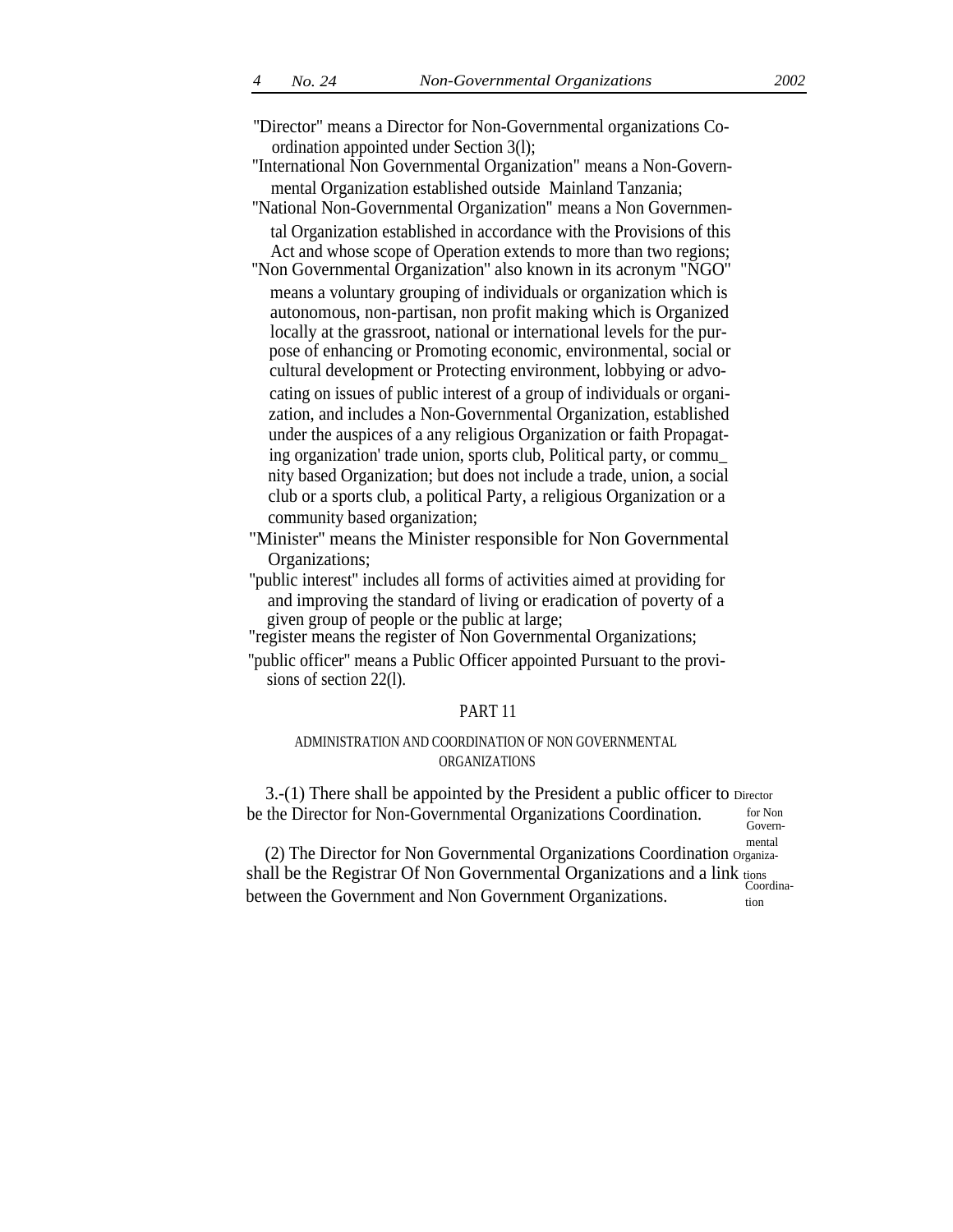"Director" means a Director for Non-Governmental organizations Co-ordination appointed under Section 3(l);

"International Non Governmental Organization" means a Non-Governmental Organization established outside Mainland Tanzania;

"National Non-Governmental Organization" means a Non Governmental Organization established in accordance with the Provisions of this Act and whose scope of Operation extends to more than two regions;

"Non Governmental Organization" also known in its acronym "NGO" means a voluntary grouping of individuals or organization which is autonomous, non-partisan, non profit making which is Organized locally at the grassroot, national or international levels for the purpose of enhancing or Promoting economic, environmental, social or cultural development or Protecting environment, lobbying or advocating on issues of public interest of a group of individuals or organization, and includes a Non-Governmental Organization, established under the auspices of a any religious Organization or faith Propagating organization' trade union, sports club, Political party, or community based Organization; but does not include a trade, union, a social club or a sports club, a political Party, a religious Organization or a community based organization;

"Minister" means the Minister responsible for Non Governmental Organizations;

"public interest" includes all forms of activities aimed at providing for and improving the standard of living or eradication of poverty of a given group of people or the public at large;

"register means the register of Non Governmental Organizations;

"public officer" means a Public Officer appointed Pursuant to the provisions of section 22(l).

## PART 11

### ADMINISTRATION AND COORDINATION OF NON GOVERNMENTAL ORGANIZATIONS

*Director for Non Governmental Organizations Coordination*

3.-(1) There shall be appointed by the President a public officer to be the Director for Non-Governmental Organizations Coordination.

(2) The Director for Non Governmental Organizations Coordination shall be the Registrar Of Non Governmental Organizations and a link between the Government and Non Government Organizations.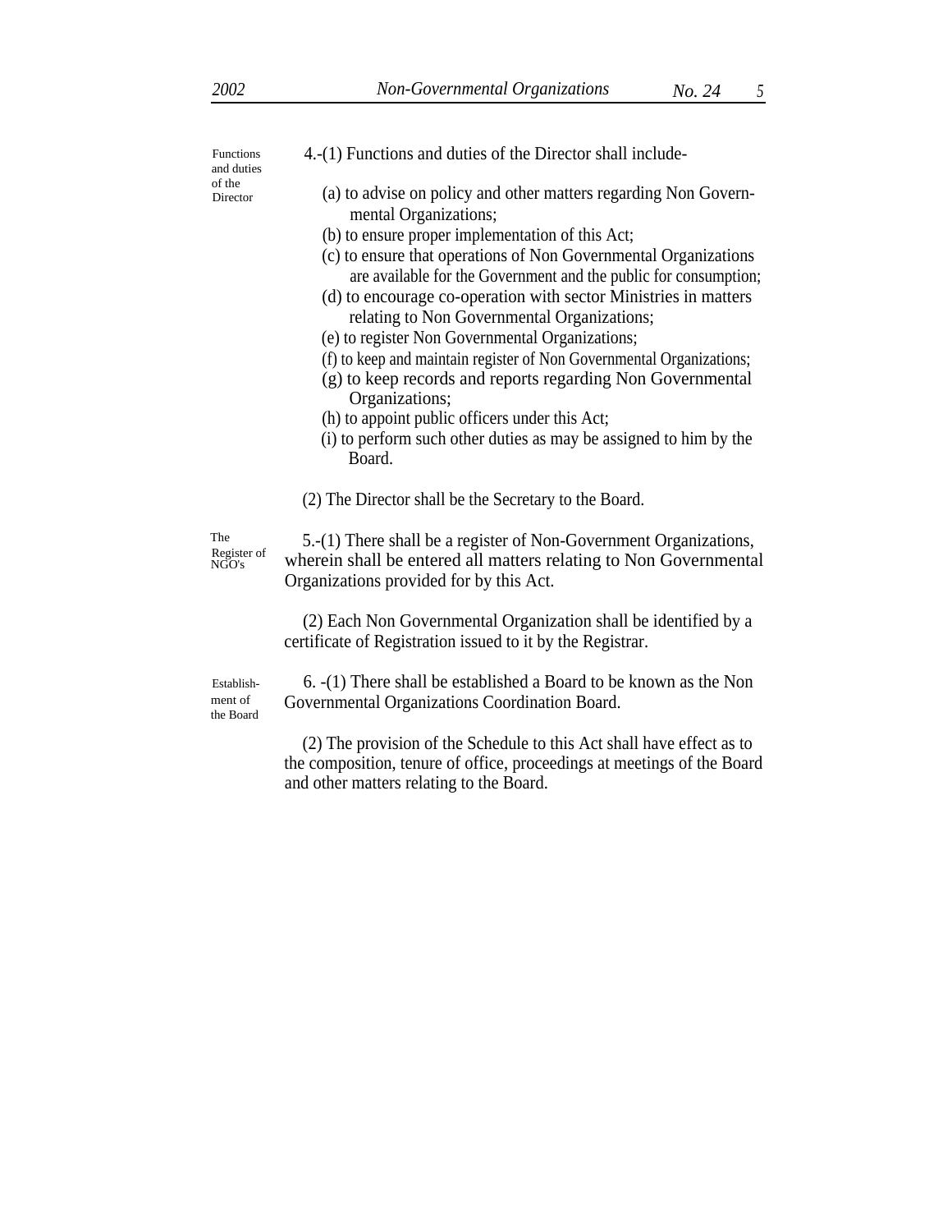Functions and duties of the Director

4.-(1) Functions and duties of the Director shall include-

(a) to advise on policy and other matters regarding Non Governmental Organizations;
(b) to ensure proper implementation of this Act;
(c) to ensure that operations of Non Governmental Organizations are available for the Government and the public for consumption;
(d) to encourage co-operation with sector Ministries in matters relating to Non Governmental Organizations;
(e) to register Non Governmental Organizations;
(f) to keep and maintain register of Non Governmental Organizations;
(g) to keep records and reports regarding Non Governmental Organizations;
(h) to appoint public officers under this Act;
(i) to perform such other duties as may be assigned to him by the Board.

(2) The Director shall be the Secretary to the Board.

The Register of NGO's

5.-(1) There shall be a register of Non-Government Organizations, wherein shall be entered all matters relating to Non Governmental Organizations provided for by this Act.

(2) Each Non Governmental Organization shall be identified by a certificate of Registration issued to it by the Registrar.

Establishment of the Board

6. -(1) There shall be established a Board to be known as the Non Governmental Organizations Coordination Board.

(2) The provision of the Schedule to this Act shall have effect as to the composition, tenure of office, proceedings at meetings of the Board and other matters relating to the Board.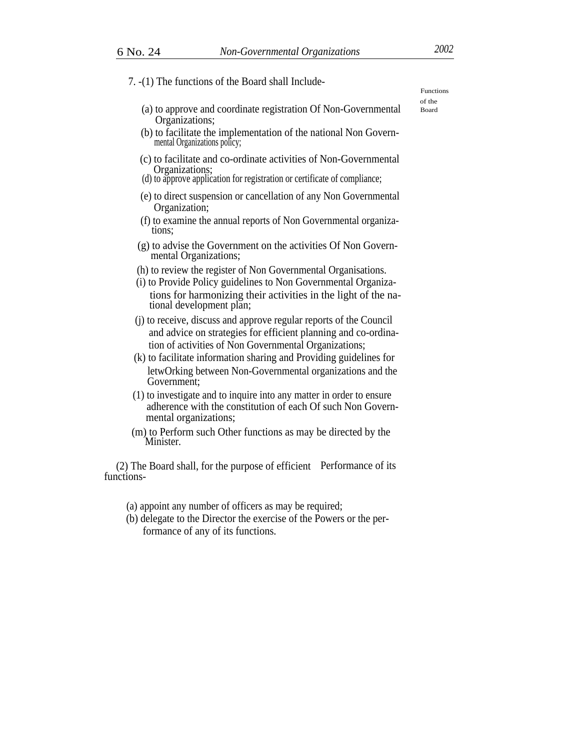7. -(1) The functions of the Board shall Include-

Functions of the Board

(a) to approve and coordinate registration Of Non-Governmental Organizations;

(b) to facilitate the implementation of the national Non Governmental Organizations policy;

(c) to facilitate and co-ordinate activities of Non-Governmental Organizations;

(d) to approve application for registration or certificate of compliance;

(e) to direct suspension or cancellation of any Non Governmental Organization;

(f) to examine the annual reports of Non Governmental organizations;

(g) to advise the Government on the activities Of Non Governmental Organizations;

(h) to review the register of Non Governmental Organisations.

(i) to Provide Policy guidelines to Non Governmental Organizations for harmonizing their activities in the light of the national development plan;

(j) to receive, discuss and approve regular reports of the Council and advice on strategies for efficient planning and co-ordination of activities of Non Governmental Organizations;

(k) to facilitate information sharing and Providing guidelines for letwOrking between Non-Governmental organizations and the Government;

(1) to investigate and to inquire into any matter in order to ensure adherence with the constitution of each Of such Non Governmental organizations;

(m) to Perform such Other functions as may be directed by the Minister.

(2) The Board shall, for the purpose of efficient Performance of its functions-

(a) appoint any number of officers as may be required;

(b) delegate to the Director the exercise of the Powers or the performance of any of its functions.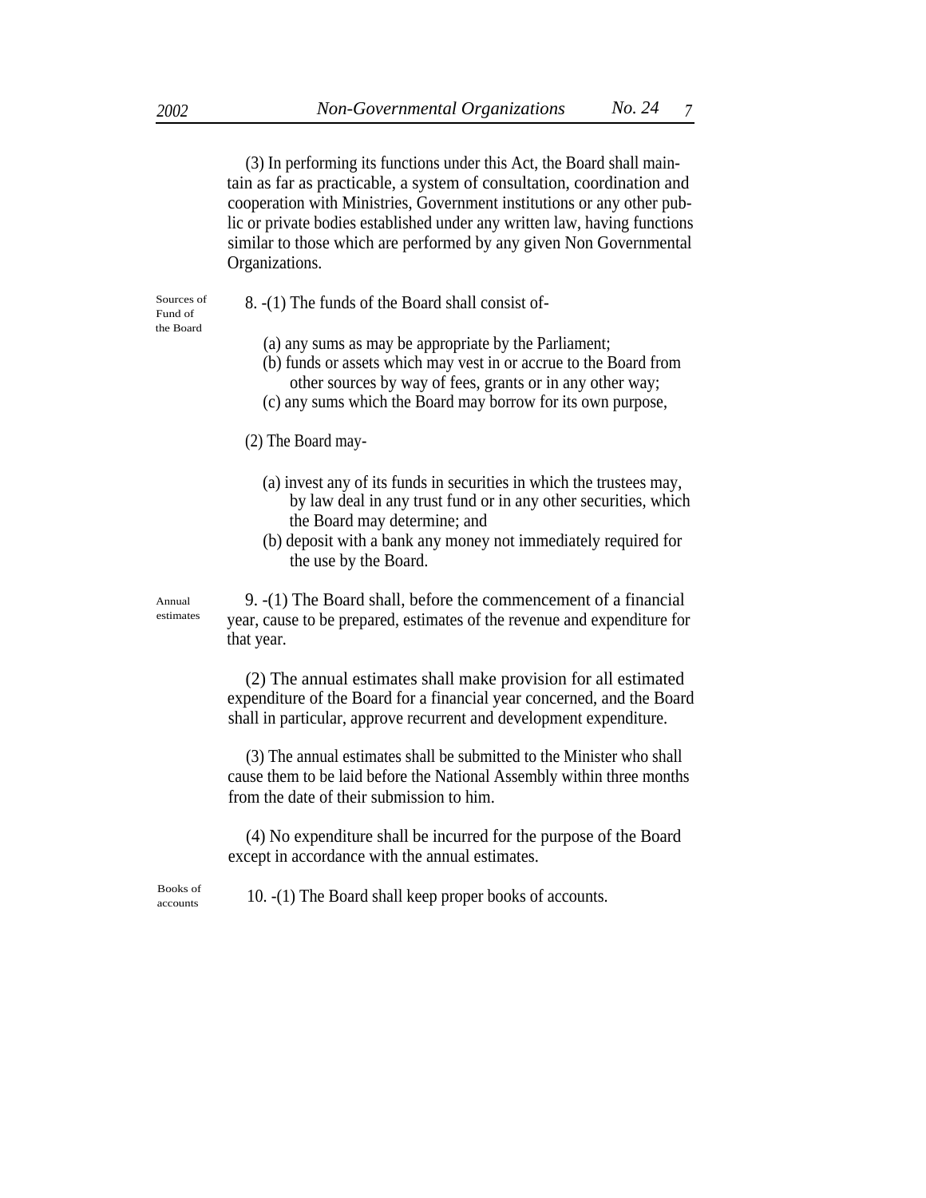(3) In performing its functions under this Act, the Board shall maintain as far as practicable, a system of consultation, coordination and cooperation with Ministries, Government institutions or any other public or private bodies established under any written law, having functions similar to those which are performed by any given Non Governmental Organizations.

Sources of Fund of the Board

8. -(1) The funds of the Board shall consist of-

(a) any sums as may be appropriate by the Parliament;
(b) funds or assets which may vest in or accrue to the Board from other sources by way of fees, grants or in any other way;
(c) any sums which the Board may borrow for its own purpose,

(2) The Board may-

(a) invest any of its funds in securities in which the trustees may, by law deal in any trust fund or in any other securities, which the Board may determine; and
(b) deposit with a bank any money not immediately required for the use by the Board.

Annual estimates

9. -(1) The Board shall, before the commencement of a financial year, cause to be prepared, estimates of the revenue and expenditure for that year.

(2) The annual estimates shall make provision for all estimated expenditure of the Board for a financial year concerned, and the Board shall in particular, approve recurrent and development expenditure.

(3) The annual estimates shall be submitted to the Minister who shall cause them to be laid before the National Assembly within three months from the date of their submission to him.

(4) No expenditure shall be incurred for the purpose of the Board except in accordance with the annual estimates.

Books of accounts

10. -(1) The Board shall keep proper books of accounts.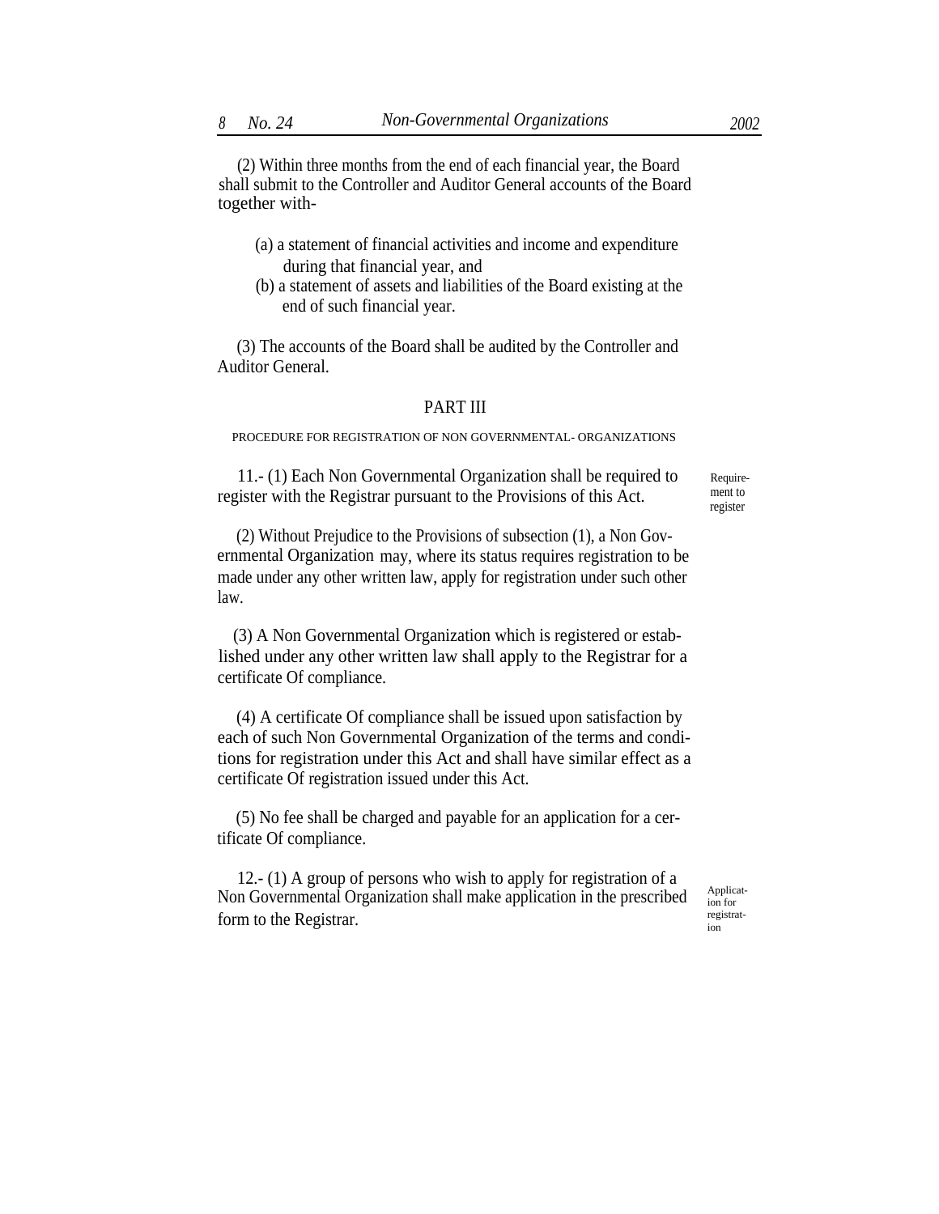(2) Within three months from the end of each financial year, the Board shall submit to the Controller and Auditor General accounts of the Board together with-

(a) a statement of financial activities and income and expenditure during that financial year, and

(b) a statement of assets and liabilities of the Board existing at the end of such financial year.

(3) The accounts of the Board shall be audited by the Controller and Auditor General.

## PART III

### PROCEDURE FOR REGISTRATION OF NON GOVERNMENTAL- ORGANIZATIONS

Requirement to register

11.- (1) Each Non Governmental Organization shall be required to register with the Registrar pursuant to the Provisions of this Act.

(2) Without Prejudice to the Provisions of subsection (1), a Non Governmental Organization may, where its status requires registration to be made under any other written law, apply for registration under such other law.

(3) A Non Governmental Organization which is registered or established under any other written law shall apply to the Registrar for a certificate Of compliance.

(4) A certificate Of compliance shall be issued upon satisfaction by each of such Non Governmental Organization of the terms and conditions for registration under this Act and shall have similar effect as a certificate Of registration issued under this Act.

(5) No fee shall be charged and payable for an application for a certificate Of compliance.

Application for registration

12.- (1) A group of persons who wish to apply for registration of a Non Governmental Organization shall make application in the prescribed form to the Registrar.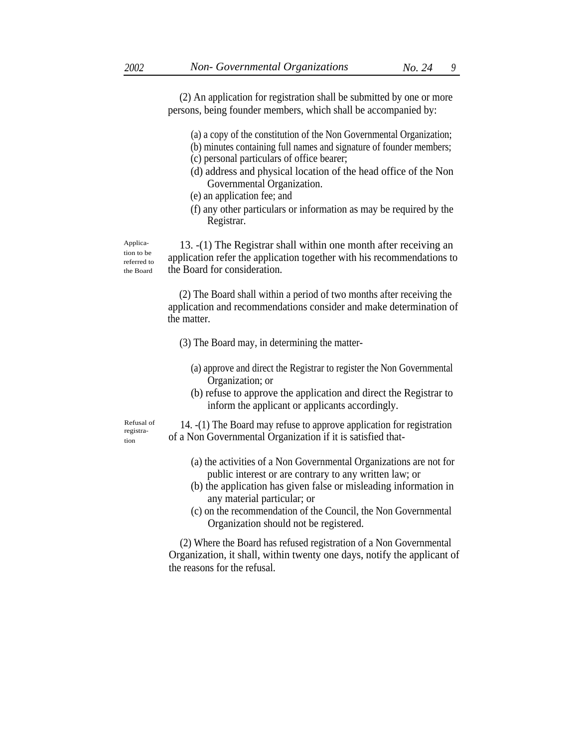(2) An application for registration shall be submitted by one or more persons, being founder members, which shall be accompanied by:

(a) a copy of the constitution of the Non Governmental Organization;
(b) minutes containing full names and signature of founder members;
(c) personal particulars of office bearer;
(d) address and physical location of the head office of the Non Governmental Organization.
(e) an application fee; and
(f) any other particulars or information as may be required by the Registrar.

Application to be referred to the Board

13. -(1) The Registrar shall within one month after receiving an application refer the application together with his recommendations to the Board for consideration.

(2) The Board shall within a period of two months after receiving the application and recommendations consider and make determination of the matter.

(3) The Board may, in determining the matter-

(a) approve and direct the Registrar to register the Non Governmental Organization; or
(b) refuse to approve the application and direct the Registrar to inform the applicant or applicants accordingly.

Refusal of registration

14. -(1) The Board may refuse to approve application for registration of a Non Governmental Organization if it is satisfied that-

(a) the activities of a Non Governmental Organizations are not for public interest or are contrary to any written law; or
(b) the application has given false or misleading information in any material particular; or
(c) on the recommendation of the Council, the Non Governmental Organization should not be registered.

(2) Where the Board has refused registration of a Non Governmental Organization, it shall, within twenty one days, notify the applicant of the reasons for the refusal.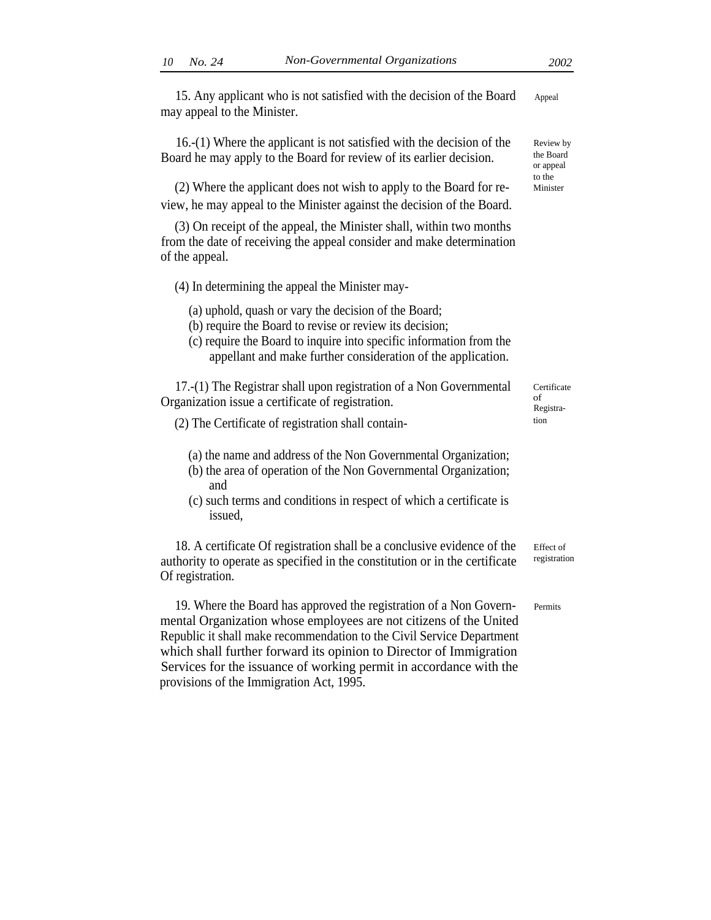15. Any applicant who is not satisfied with the decision of the Board may appeal to the Minister. *Appeal*

16.-(1) Where the applicant is not satisfied with the decision of the Board he may apply to the Board for review of its earlier decision. *Review by the Board or appeal to the Minister*

(2) Where the applicant does not wish to apply to the Board for review, he may appeal to the Minister against the decision of the Board.

(3) On receipt of the appeal, the Minister shall, within two months from the date of receiving the appeal consider and make determination of the appeal.

(4) In determining the appeal the Minister may-

(a) uphold, quash or vary the decision of the Board;
(b) require the Board to revise or review its decision;
(c) require the Board to inquire into specific information from the appellant and make further consideration of the application.

17.-(1) The Registrar shall upon registration of a Non Governmental Organization issue a certificate of registration. *Certificate of Registration*

(2) The Certificate of registration shall contain-

(a) the name and address of the Non Governmental Organization;
(b) the area of operation of the Non Governmental Organization; and
(c) such terms and conditions in respect of which a certificate is issued,

18. A certificate Of registration shall be a conclusive evidence of the authority to operate as specified in the constitution or in the certificate Of registration. *Effect of registration*

19. Where the Board has approved the registration of a Non Governmental Organization whose employees are not citizens of the United Republic it shall make recommendation to the Civil Service Department which shall further forward its opinion to Director of Immigration Services for the issuance of working permit in accordance with the provisions of the Immigration Act, 1995. *Permits*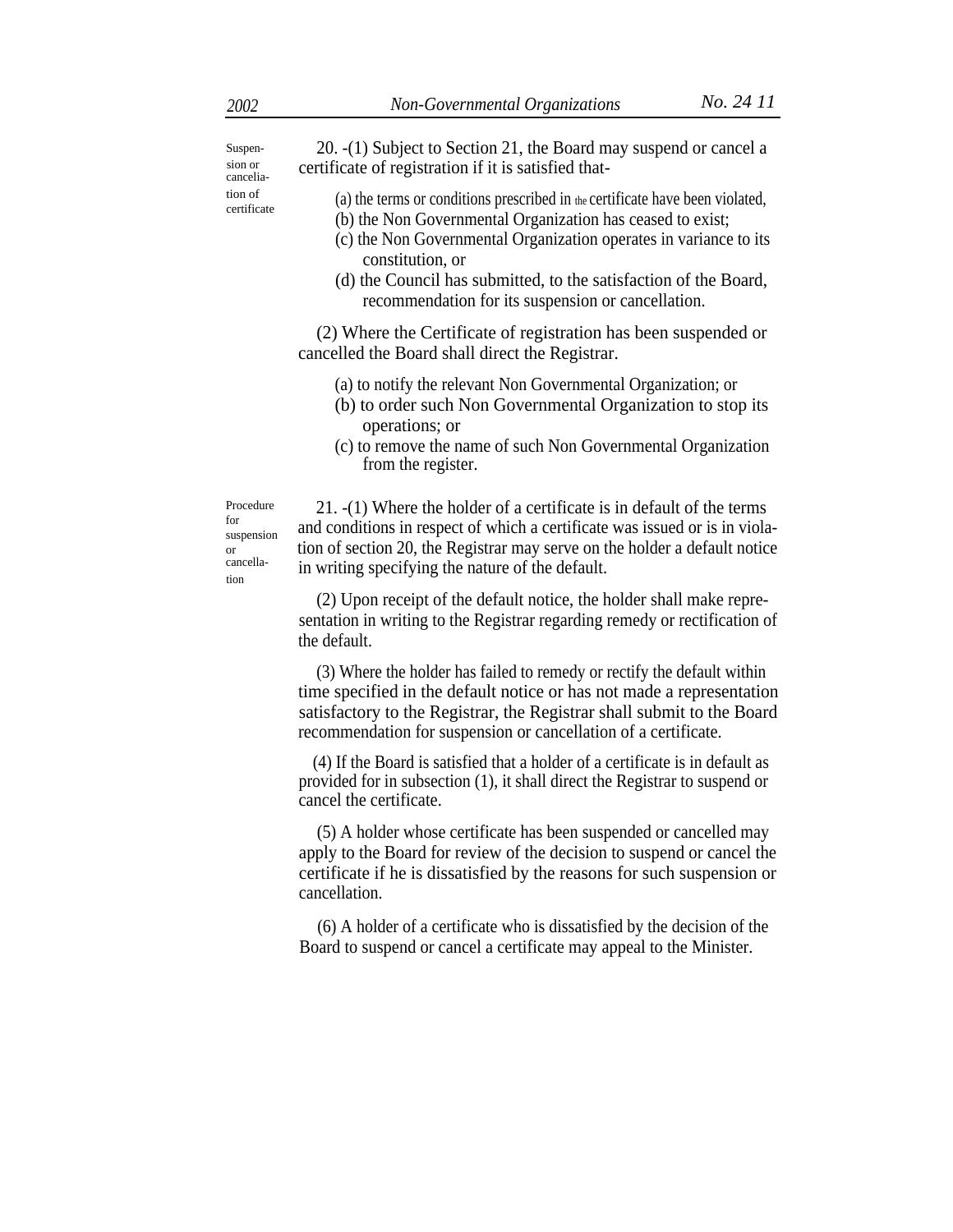Suspension or cancelation of certificate

20. -(1) Subject to Section 21, the Board may suspend or cancel a certificate of registration if it is satisfied that-

(a) the terms or conditions prescribed in the certificate have been violated,
(b) the Non Governmental Organization has ceased to exist;
(c) the Non Governmental Organization operates in variance to its constitution, or
(d) the Council has submitted, to the satisfaction of the Board, recommendation for its suspension or cancellation.

(2) Where the Certificate of registration has been suspended or cancelled the Board shall direct the Registrar.

(a) to notify the relevant Non Governmental Organization; or
(b) to order such Non Governmental Organization to stop its operations; or
(c) to remove the name of such Non Governmental Organization from the register.

Procedure for suspension or cancellation

21. -(1) Where the holder of a certificate is in default of the terms and conditions in respect of which a certificate was issued or is in violation of section 20, the Registrar may serve on the holder a default notice in writing specifying the nature of the default.

(2) Upon receipt of the default notice, the holder shall make representation in writing to the Registrar regarding remedy or rectification of the default.

(3) Where the holder has failed to remedy or rectify the default within time specified in the default notice or has not made a representation satisfactory to the Registrar, the Registrar shall submit to the Board recommendation for suspension or cancellation of a certificate.

(4) If the Board is satisfied that a holder of a certificate is in default as provided for in subsection (1), it shall direct the Registrar to suspend or cancel the certificate.

(5) A holder whose certificate has been suspended or cancelled may apply to the Board for review of the decision to suspend or cancel the certificate if he is dissatisfied by the reasons for such suspension or cancellation.

(6) A holder of a certificate who is dissatisfied by the decision of the Board to suspend or cancel a certificate may appeal to the Minister.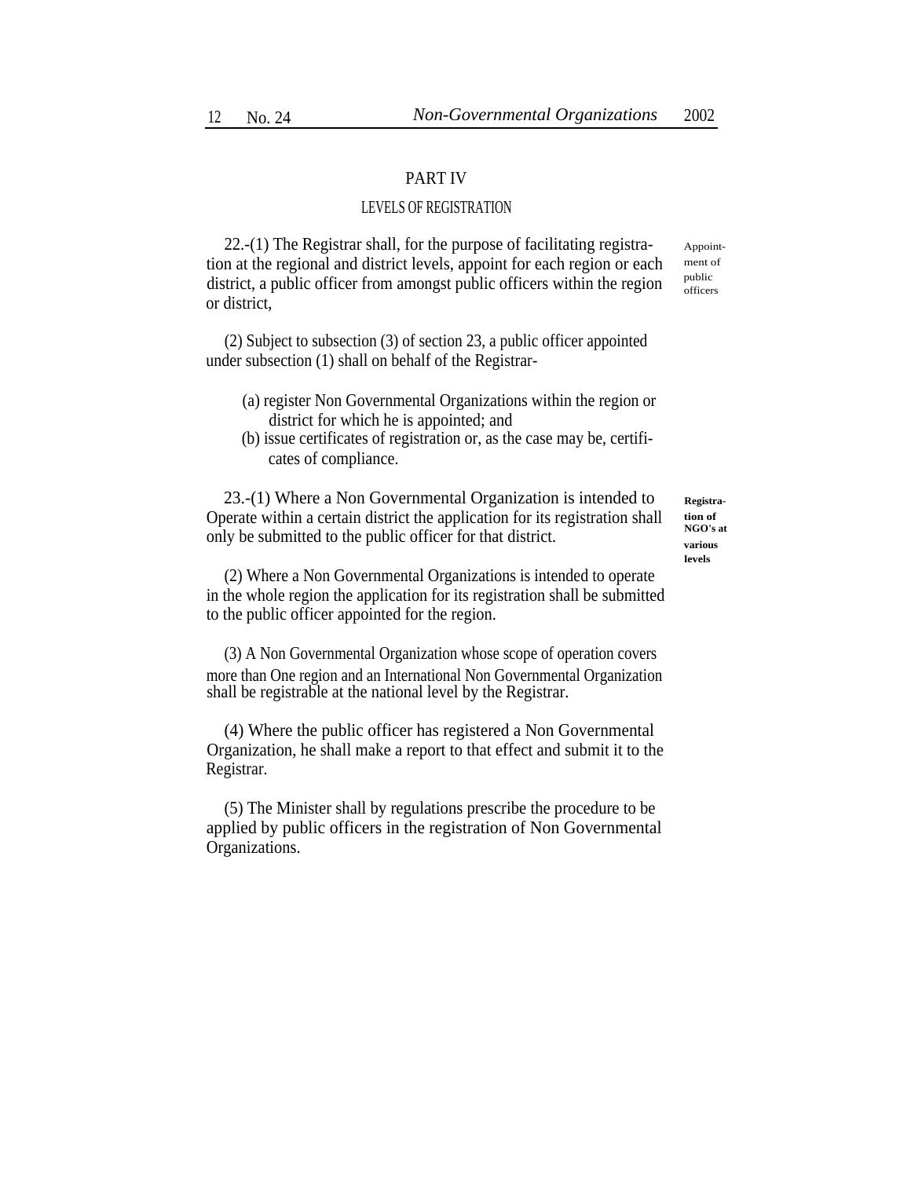## PART IV

### LEVELS OF REGISTRATION

*Appointment of public officers*

22.-(1) The Registrar shall, for the purpose of facilitating registration at the regional and district levels, appoint for each region or each district, a public officer from amongst public officers within the region or district,

(2) Subject to subsection (3) of section 23, a public officer appointed under subsection (1) shall on behalf of the Registrar-

(a) register Non Governmental Organizations within the region or district for which he is appointed; and

(b) issue certificates of registration or, as the case may be, certificates of compliance.

**Registration of NGO's at various levels**

23.-(1) Where a Non Governmental Organization is intended to Operate within a certain district the application for its registration shall only be submitted to the public officer for that district.

(2) Where a Non Governmental Organizations is intended to operate in the whole region the application for its registration shall be submitted to the public officer appointed for the region.

(3) A Non Governmental Organization whose scope of operation covers more than One region and an International Non Governmental Organization shall be registrable at the national level by the Registrar.

(4) Where the public officer has registered a Non Governmental Organization, he shall make a report to that effect and submit it to the Registrar.

(5) The Minister shall by regulations prescribe the procedure to be applied by public officers in the registration of Non Governmental Organizations.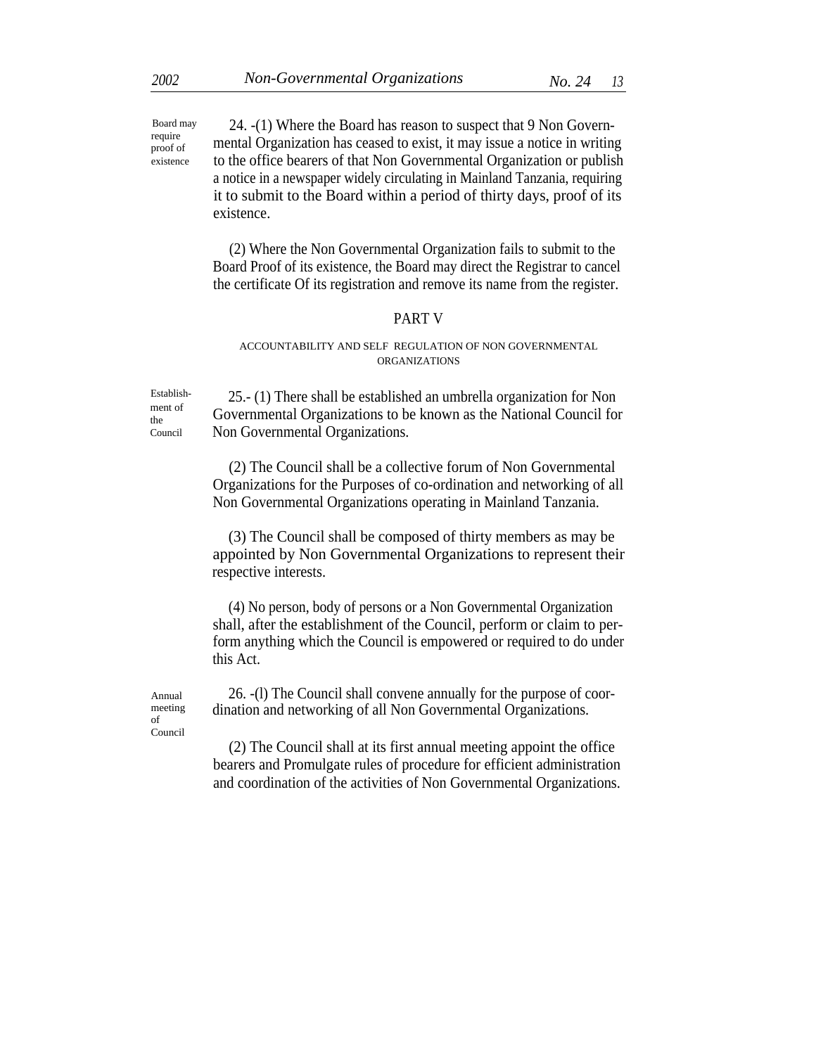Board may require proof of existence

24. -(1) Where the Board has reason to suspect that 9 Non Governmental Organization has ceased to exist, it may issue a notice in writing to the office bearers of that Non Governmental Organization or publish a notice in a newspaper widely circulating in Mainland Tanzania, requiring it to submit to the Board within a period of thirty days, proof of its existence.

(2) Where the Non Governmental Organization fails to submit to the Board Proof of its existence, the Board may direct the Registrar to cancel the certificate Of its registration and remove its name from the register.

## PART V

### ACCOUNTABILITY AND SELF REGULATION OF NON GOVERNMENTAL ORGANIZATIONS

Establishment of the Council

25.- (1) There shall be established an umbrella organization for Non Governmental Organizations to be known as the National Council for Non Governmental Organizations.

(2) The Council shall be a collective forum of Non Governmental Organizations for the Purposes of co-ordination and networking of all Non Governmental Organizations operating in Mainland Tanzania.

(3) The Council shall be composed of thirty members as may be appointed by Non Governmental Organizations to represent their respective interests.

(4) No person, body of persons or a Non Governmental Organization shall, after the establishment of the Council, perform or claim to perform anything which the Council is empowered or required to do under this Act.

Annual meeting of Council

26. -(l) The Council shall convene annually for the purpose of coordination and networking of all Non Governmental Organizations.

(2) The Council shall at its first annual meeting appoint the office bearers and Promulgate rules of procedure for efficient administration and coordination of the activities of Non Governmental Organizations.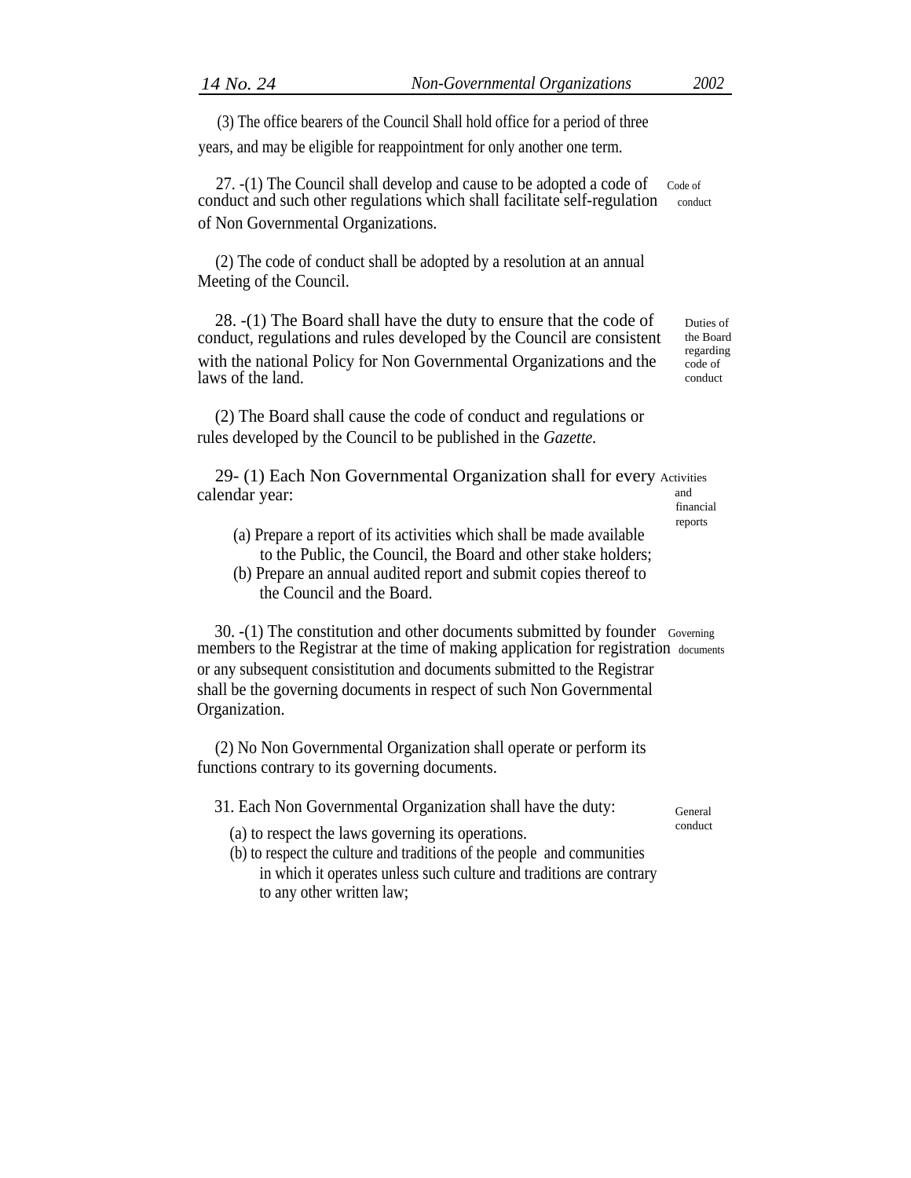(3) The office bearers of the Council Shall hold office for a period of three years, and may be eligible for reappointment for only another one term.

**Code of conduct**

27. -(1) The Council shall develop and cause to be adopted a code of conduct and such other regulations which shall facilitate self-regulation of Non Governmental Organizations.

(2) The code of conduct shall be adopted by a resolution at an annual Meeting of the Council.

**Duties of the Board regarding code of conduct**

28. -(1) The Board shall have the duty to ensure that the code of conduct, regulations and rules developed by the Council are consistent with the national Policy for Non Governmental Organizations and the laws of the land.

(2) The Board shall cause the code of conduct and regulations or rules developed by the Council to be published in the *Gazette.*

**Activities and financial reports**

29- (1) Each Non Governmental Organization shall for every calendar year:

(a) Prepare a report of its activities which shall be made available to the Public, the Council, the Board and other stake holders;

(b) Prepare an annual audited report and submit copies thereof to the Council and the Board.

**Governing documents**

30. -(1) The constitution and other documents submitted by founder members to the Registrar at the time of making application for registration or any subsequent consistitution and documents submitted to the Registrar shall be the governing documents in respect of such Non Governmental Organization.

(2) No Non Governmental Organization shall operate or perform its functions contrary to its governing documents.

**General conduct**

31. Each Non Governmental Organization shall have the duty:

(a) to respect the laws governing its operations.

(b) to respect the culture and traditions of the people and communities in which it operates unless such culture and traditions are contrary to any other written law;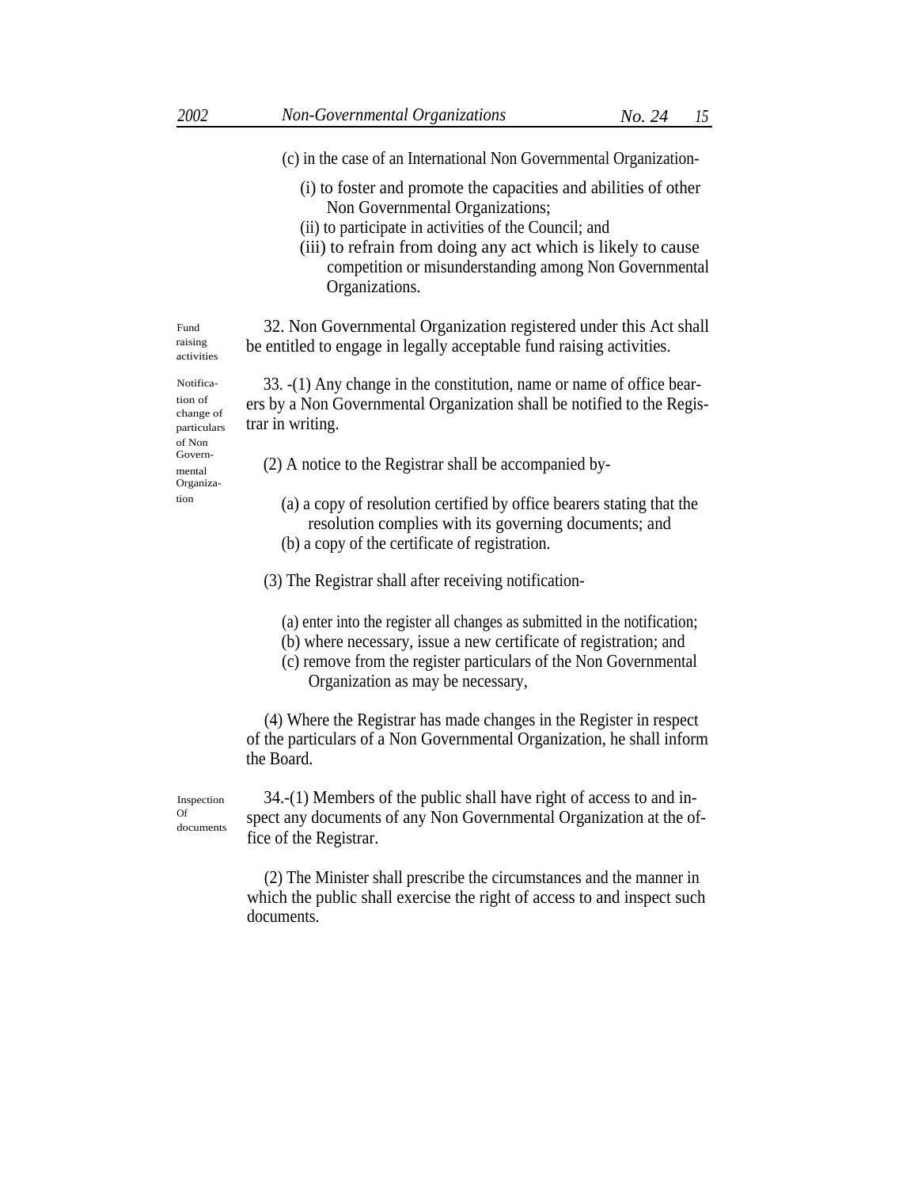(c) in the case of an International Non Governmental Organization-

(i) to foster and promote the capacities and abilities of other Non Governmental Organizations;

(ii) to participate in activities of the Council; and

(iii) to refrain from doing any act which is likely to cause competition or misunderstanding among Non Governmental Organizations.

Fund raising activities

32. Non Governmental Organization registered under this Act shall be entitled to engage in legally acceptable fund raising activities.

Notification of change of particulars of Non Governmental Organization

33. -(1) Any change in the constitution, name or name of office bearers by a Non Governmental Organization shall be notified to the Registrar in writing.

(2) A notice to the Registrar shall be accompanied by-

(a) a copy of resolution certified by office bearers stating that the resolution complies with its governing documents; and

(b) a copy of the certificate of registration.

(3) The Registrar shall after receiving notification-

(a) enter into the register all changes as submitted in the notification;

(b) where necessary, issue a new certificate of registration; and

(c) remove from the register particulars of the Non Governmental Organization as may be necessary,

(4) Where the Registrar has made changes in the Register in respect of the particulars of a Non Governmental Organization, he shall inform the Board.

Inspection Of documents

34.-(1) Members of the public shall have right of access to and inspect any documents of any Non Governmental Organization at the office of the Registrar.

(2) The Minister shall prescribe the circumstances and the manner in which the public shall exercise the right of access to and inspect such documents.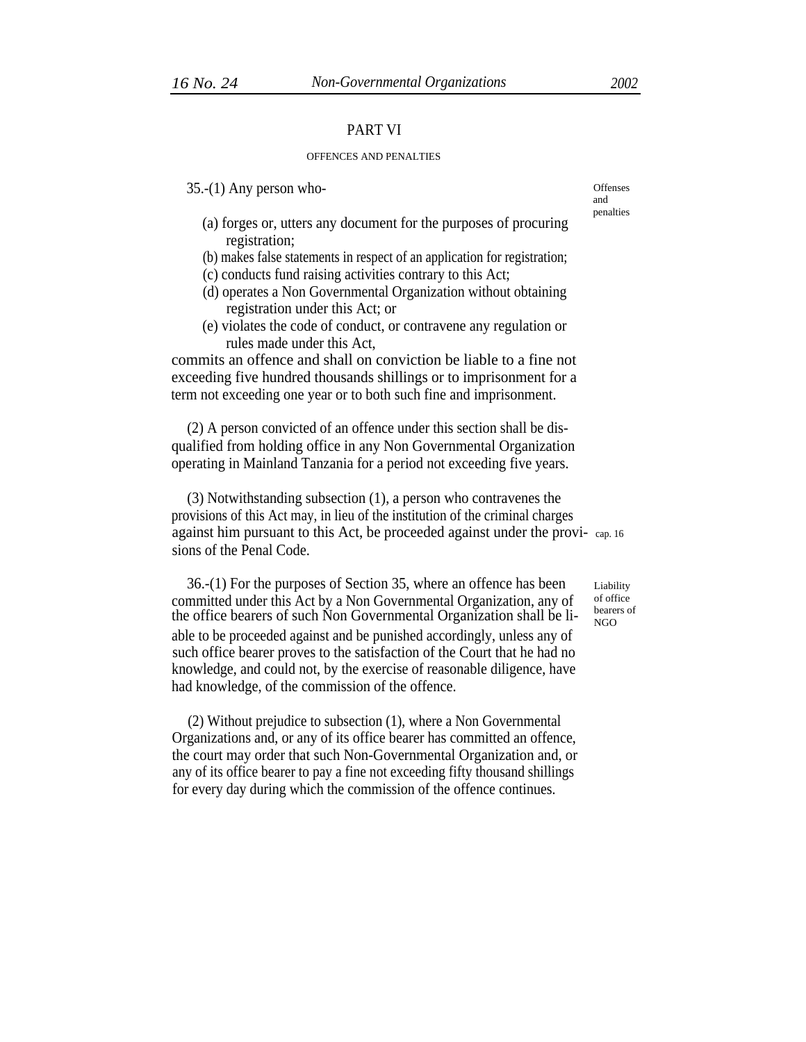## PART VI

### OFFENCES AND PENALTIES

*Offenses and penalties*

35.-(1) Any person who-

(a) forges or, utters any document for the purposes of procuring registration;

(b) makes false statements in respect of an application for registration;

(c) conducts fund raising activities contrary to this Act;

(d) operates a Non Governmental Organization without obtaining registration under this Act; or

(e) violates the code of conduct, or contravene any regulation or rules made under this Act,

commits an offence and shall on conviction be liable to a fine not exceeding five hundred thousands shillings or to imprisonment for a term not exceeding one year or to both such fine and imprisonment.

(2) A person convicted of an offence under this section shall be disqualified from holding office in any Non Governmental Organization operating in Mainland Tanzania for a period not exceeding five years.

(3) Notwithstanding subsection (1), a person who contravenes the provisions of this Act may, in lieu of the institution of the criminal charges against him pursuant to this Act, be proceeded against under the provisions of the Penal Code. *cap. 16*

*Liability of office bearers of NGO*

36.-(1) For the purposes of Section 35, where an offence has been committed under this Act by a Non Governmental Organization, any of the office bearers of such Non Governmental Organization shall be liable to be proceeded against and be punished accordingly, unless any of such office bearer proves to the satisfaction of the Court that he had no knowledge, and could not, by the exercise of reasonable diligence, have had knowledge, of the commission of the offence.

(2) Without prejudice to subsection (1), where a Non Governmental Organizations and, or any of its office bearer has committed an offence, the court may order that such Non-Governmental Organization and, or any of its office bearer to pay a fine not exceeding fifty thousand shillings for every day during which the commission of the offence continues.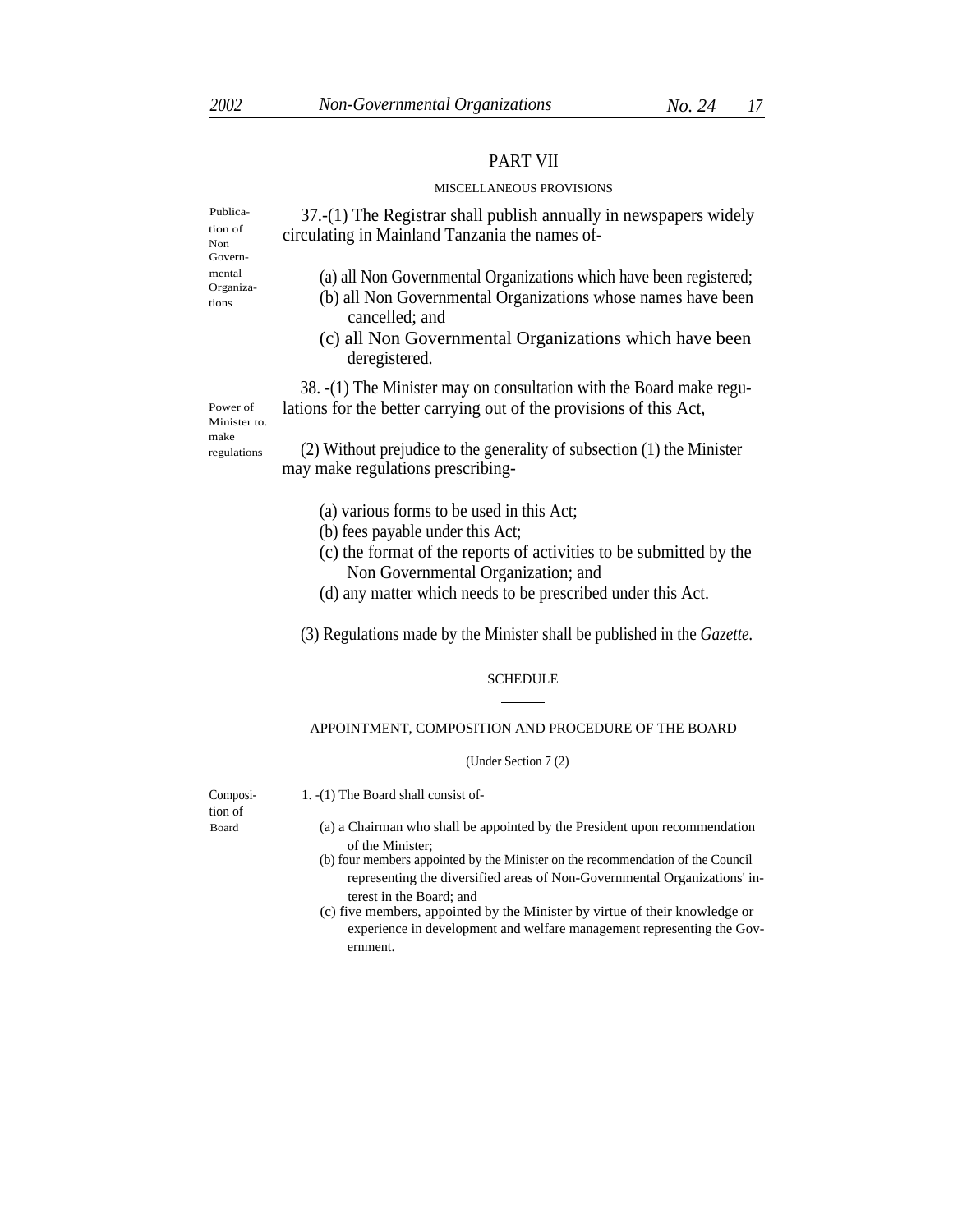## PART VII

### MISCELLANEOUS PROVISIONS

Publication of Non Governmental Organizations

37.-(1) The Registrar shall publish annually in newspapers widely circulating in Mainland Tanzania the names of-

(a) all Non Governmental Organizations which have been registered;
(b) all Non Governmental Organizations whose names have been cancelled; and
(c) all Non Governmental Organizations which have been deregistered.

Power of Minister to. make regulations

38. -(1) The Minister may on consultation with the Board make regulations for the better carrying out of the provisions of this Act,

(2) Without prejudice to the generality of subsection (1) the Minister may make regulations prescribing-

(a) various forms to be used in this Act;
(b) fees payable under this Act;
(c) the format of the reports of activities to be submitted by the Non Governmental Organization; and
(d) any matter which needs to be prescribed under this Act.

(3) Regulations made by the Minister shall be published in the *Gazette.*

## SCHEDULE

### APPOINTMENT, COMPOSITION AND PROCEDURE OF THE BOARD

(Under Section 7 (2)

Composition of Board

1. -(1) The Board shall consist of-

(a) a Chairman who shall be appointed by the President upon recommendation of the Minister;
(b) four members appointed by the Minister on the recommendation of the Council representing the diversified areas of Non-Governmental Organizations' interest in the Board; and
(c) five members, appointed by the Minister by virtue of their knowledge or experience in development and welfare management representing the Government.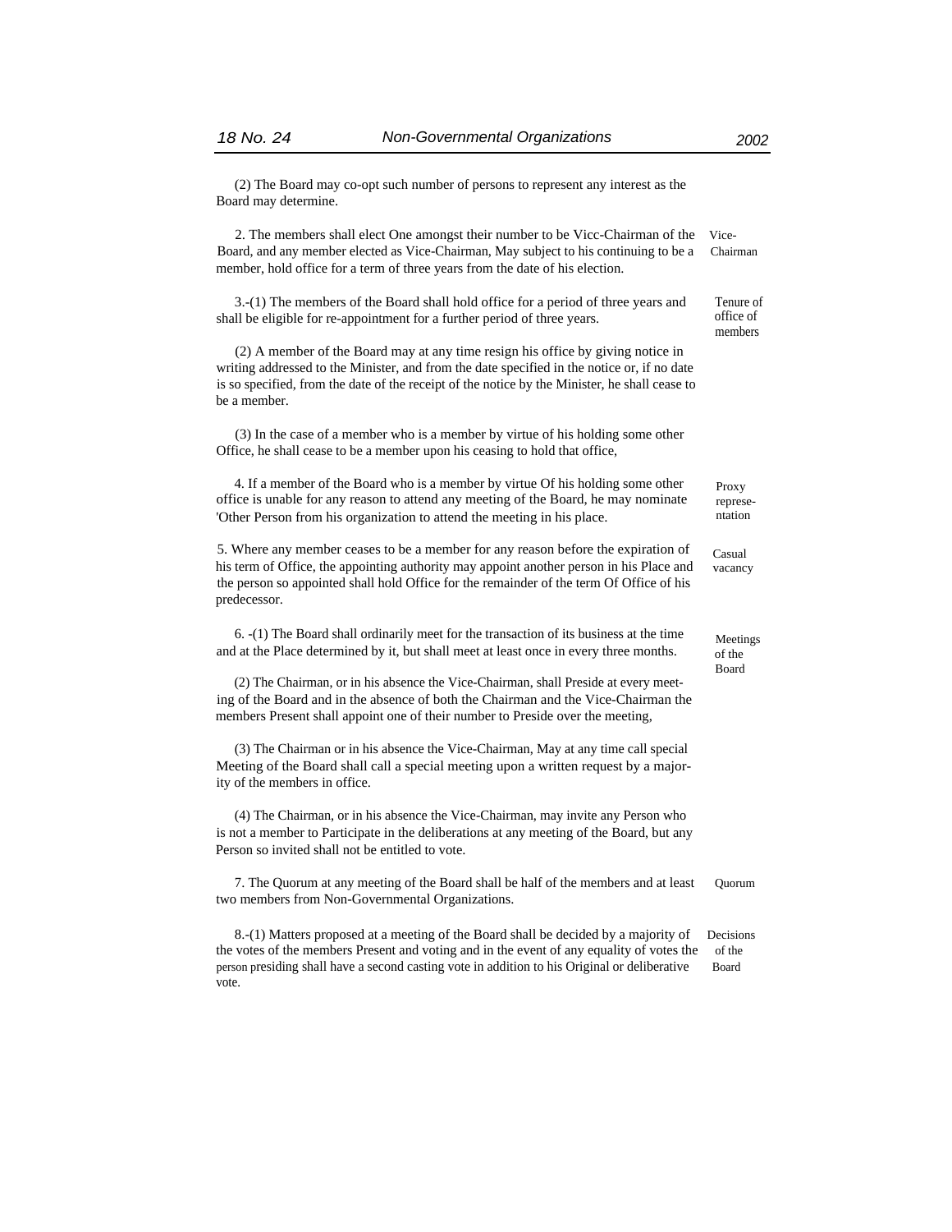(2) The Board may co-opt such number of persons to represent any interest as the Board may determine.

**Vice-Chairman**

2. The members shall elect One amongst their number to be Vicc-Chairman of the Board, and any member elected as Vice-Chairman, May subject to his continuing to be a member, hold office for a term of three years from the date of his election.

**Tenure of office of members**

3.-(1) The members of the Board shall hold office for a period of three years and shall be eligible for re-appointment for a further period of three years.

(2) A member of the Board may at any time resign his office by giving notice in writing addressed to the Minister, and from the date specified in the notice or, if no date is so specified, from the date of the receipt of the notice by the Minister, he shall cease to be a member.

(3) In the case of a member who is a member by virtue of his holding some other Office, he shall cease to be a member upon his ceasing to hold that office,

**Proxy representation**

4. If a member of the Board who is a member by virtue Of his holding some other office is unable for any reason to attend any meeting of the Board, he may nominate 'Other Person from his organization to attend the meeting in his place.

**Casual vacancy**

5. Where any member ceases to be a member for any reason before the expiration of his term of Office, the appointing authority may appoint another person in his Place and the person so appointed shall hold Office for the remainder of the term Of Office of his predecessor.

**Meetings of the Board**

6. -(1) The Board shall ordinarily meet for the transaction of its business at the time and at the Place determined by it, but shall meet at least once in every three months.

(2) The Chairman, or in his absence the Vice-Chairman, shall Preside at every meeting of the Board and in the absence of both the Chairman and the Vice-Chairman the members Present shall appoint one of their number to Preside over the meeting,

(3) The Chairman or in his absence the Vice-Chairman, May at any time call special Meeting of the Board shall call a special meeting upon a written request by a majority of the members in office.

(4) The Chairman, or in his absence the Vice-Chairman, may invite any Person who is not a member to Participate in the deliberations at any meeting of the Board, but any Person so invited shall not be entitled to vote.

**Quorum**

7. The Quorum at any meeting of the Board shall be half of the members and at least two members from Non-Governmental Organizations.

**Decisions of the Board**

8.-(1) Matters proposed at a meeting of the Board shall be decided by a majority of the votes of the members Present and voting and in the event of any equality of votes the person presiding shall have a second casting vote in addition to his Original or deliberative vote.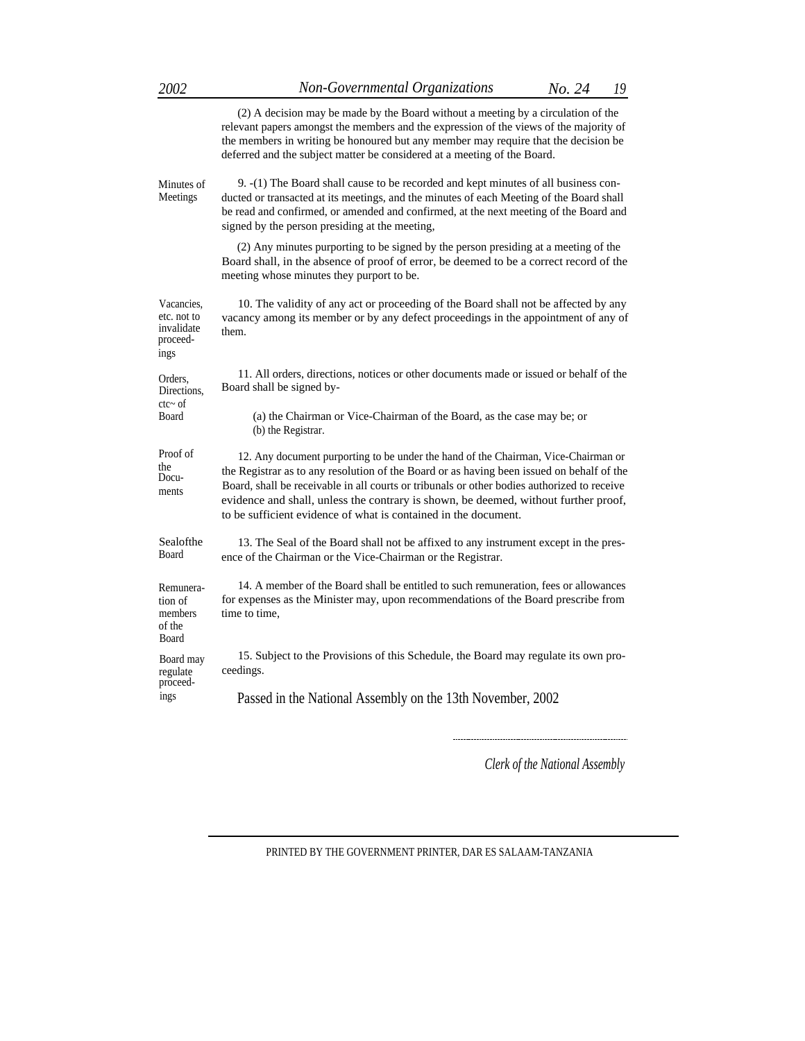(2) A decision may be made by the Board without a meeting by a circulation of the relevant papers amongst the members and the expression of the views of the majority of the members in writing be honoured but any member may require that the decision be deferred and the subject matter be considered at a meeting of the Board.

Minutes of Meetings

9. -(1) The Board shall cause to be recorded and kept minutes of all business conducted or transacted at its meetings, and the minutes of each Meeting of the Board shall be read and confirmed, or amended and confirmed, at the next meeting of the Board and signed by the person presiding at the meeting,

(2) Any minutes purporting to be signed by the person presiding at a meeting of the Board shall, in the absence of proof of error, be deemed to be a correct record of the meeting whose minutes they purport to be.

Vacancies, etc. not to invalidate proceedings

10. The validity of any act or proceeding of the Board shall not be affected by any vacancy among its member or by any defect proceedings in the appointment of any of them.

Orders, Directions, ctc~ of Board

11. All orders, directions, notices or other documents made or issued or behalf of the Board shall be signed by-

(a) the Chairman or Vice-Chairman of the Board, as the case may be; or
(b) the Registrar.

Proof of the Documents

12. Any document purporting to be under the hand of the Chairman, Vice-Chairman or the Registrar as to any resolution of the Board or as having been issued on behalf of the Board, shall be receivable in all courts or tribunals or other bodies authorized to receive evidence and shall, unless the contrary is shown, be deemed, without further proof, to be sufficient evidence of what is contained in the document.

Sealofthe Board

13. The Seal of the Board shall not be affixed to any instrument except in the presence of the Chairman or the Vice-Chairman or the Registrar.

Remuneration of members of the Board

14. A member of the Board shall be entitled to such remuneration, fees or allowances for expenses as the Minister may, upon recommendations of the Board prescribe from time to time,

Board may regulate proceedings

15. Subject to the Provisions of this Schedule, the Board may regulate its own proceedings.

Passed in the National Assembly on the 13th November, 2002

---

*Clerk of the National Assembly*

PRINTED BY THE GOVERNMENT PRINTER, DAR ES SALAAM-TANZANIA